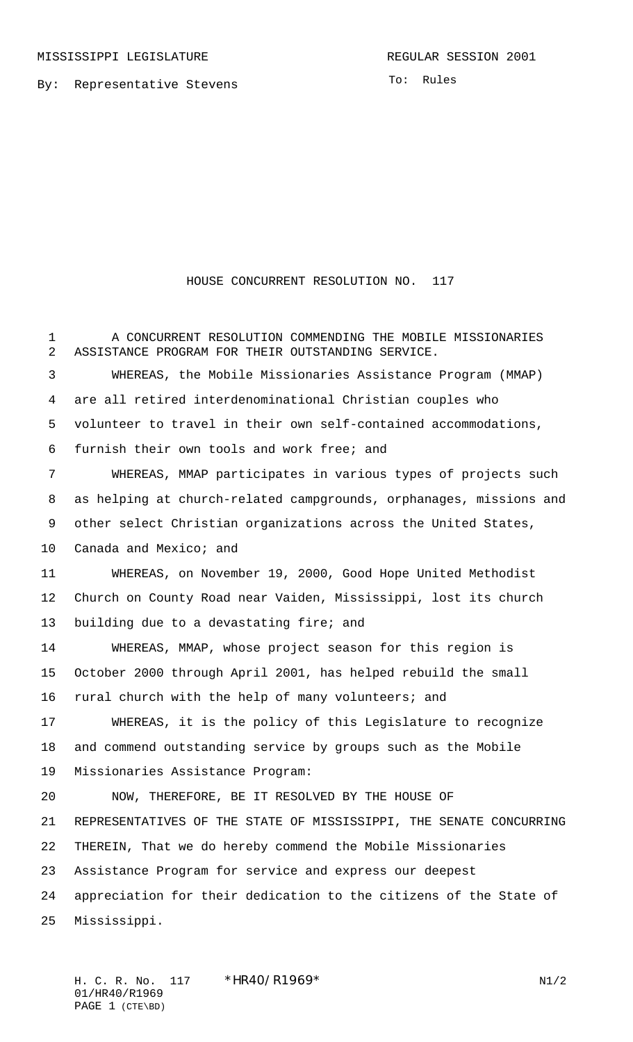MISSISSIPPI LEGISLATURE REGULAR SESSION 2001

By: Representative Stevens

To: Rules

# HOUSE CONCURRENT RESOLUTION NO. 117

A CONCURRENT RESOLUTION COMMENDING THE MOBILE MISSIONARIES ASSISTANCE PROGRAM FOR THEIR OUTSTANDING SERVICE.

WHEREAS, the Mobile Missionaries Assistance Program (MMAP) are all retired interdenominational Christian couples who volunteer to travel in their own self-contained accommodations, furnish their own tools and work free; and

WHEREAS, MMAP participates in various types of projects such as helping at church-related campgrounds, orphanages, missions and other select Christian organizations across the United States, Canada and Mexico; and

WHEREAS, on November 19, 2000, Good Hope United Methodist Church on County Road near Vaiden, Mississippi, lost its church building due to a devastating fire; and

WHEREAS, MMAP, whose project season for this region is October 2000 through April 2001, has helped rebuild the small rural church with the help of many volunteers; and

WHEREAS, it is the policy of this Legislature to recognize and commend outstanding service by groups such as the Mobile Missionaries Assistance Program:

NOW, THEREFORE, BE IT RESOLVED BY THE HOUSE OF REPRESENTATIVES OF THE STATE OF MISSISSIPPI, THE SENATE CONCURRING THEREIN, That we do hereby commend the Mobile Missionaries Assistance Program for service and express our deepest appreciation for their dedication to the citizens of the State of Mississippi.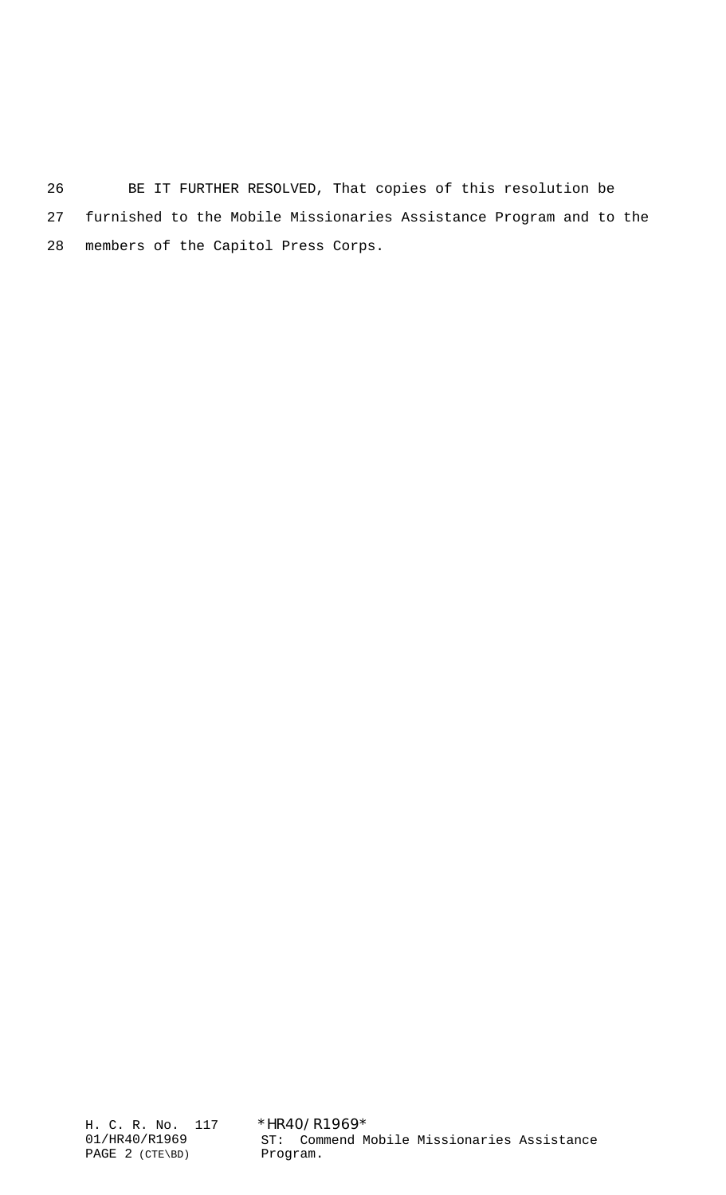BE IT FURTHER RESOLVED, That copies of this resolution be furnished to the Mobile Missionaries Assistance Program and to the members of the Capitol Press Corps.